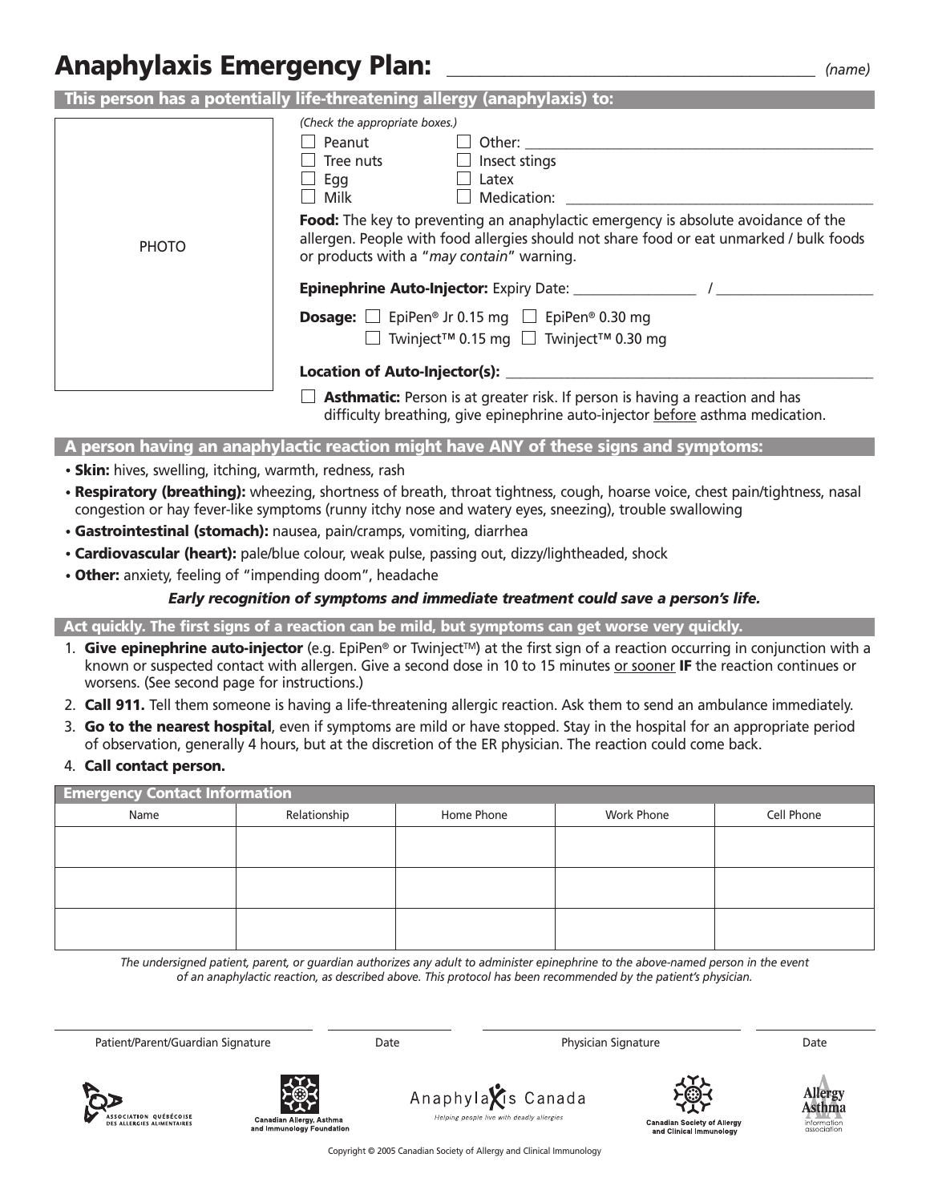# Anaphylaxis Emergency Plan: ______________________________ (name)

## This person has a potentially life-threatening allergy (anaphylaxis) to:

PHOTO

*(Check the appropriate boxes.)*

- ☐ Peanut
- ☐ Tree nuts
- ☐ Egg
- ☐ Milk
- ☐ Other: ______________________________
- ☐ Insect stings
- ☐ Latex
- ☐ Medication: ______________________________

**Food:** The key to preventing an anaphylactic emergency is absolute avoidance of the allergen. People with food allergies should not share food or eat unmarked / bulk foods or products with a "*may contain*" warning.

**Epinephrine Auto-Injector:** Expiry Date: ______________ / ______________

**Dosage:** ☐ EpiPen® Jr 0.15 mg ☐ EpiPen® 0.30 mg
☐ Twinject™ 0.15 mg ☐ Twinject™ 0.30 mg

**Location of Auto-Injector(s):** ______________________________

☐ **Asthmatic:** Person is at greater risk. If person is having a reaction and has difficulty breathing, give epinephrine auto-injector before asthma medication.

## A person having an anaphylactic reaction might have ANY of these signs and symptoms:

- **Skin:** hives, swelling, itching, warmth, redness, rash
- **Respiratory (breathing):** wheezing, shortness of breath, throat tightness, cough, hoarse voice, chest pain/tightness, nasal congestion or hay fever-like symptoms (runny itchy nose and watery eyes, sneezing), trouble swallowing
- **Gastrointestinal (stomach):** nausea, pain/cramps, vomiting, diarrhea
- **Cardiovascular (heart):** pale/blue colour, weak pulse, passing out, dizzy/lightheaded, shock
- **Other:** anxiety, feeling of "impending doom", headache

***Early recognition of symptoms and immediate treatment could save a person's life.***

## Act quickly. The first signs of a reaction can be mild, but symptoms can get worse very quickly.

1. **Give epinephrine auto-injector** (e.g. EpiPen® or Twinject™) at the first sign of a reaction occurring in conjunction with a known or suspected contact with allergen. Give a second dose in 10 to 15 minutes or sooner **IF** the reaction continues or worsens. (See second page for instructions.)
2. **Call 911.** Tell them someone is having a life-threatening allergic reaction. Ask them to send an ambulance immediately.
3. **Go to the nearest hospital**, even if symptoms are mild or have stopped. Stay in the hospital for an appropriate period of observation, generally 4 hours, but at the discretion of the ER physician. The reaction could come back.
4. **Call contact person.**

## Emergency Contact Information

| Name | Relationship | Home Phone | Work Phone | Cell Phone |
|---|---|---|---|---|
| | | | | |
| | | | | |
| | | | | |

*The undersigned patient, parent, or guardian authorizes any adult to administer epinephrine to the above-named person in the event of an anaphylactic reaction, as described above. This protocol has been recommended by the patient's physician.*

| Patient/Parent/Guardian Signature | Date | Physician Signature | Date |
|---|---|---|---|
| | | | |

Association Québécoise des Allergies Alimentaires · Canadian Allergy, Asthma and Immunology Foundation · Anaphylaxis Canada — Helping people live with deadly allergies · Canadian Society of Allergy and Clinical Immunology · Allergy Asthma Information Association

Copyright © 2005 Canadian Society of Allergy and Clinical Immunology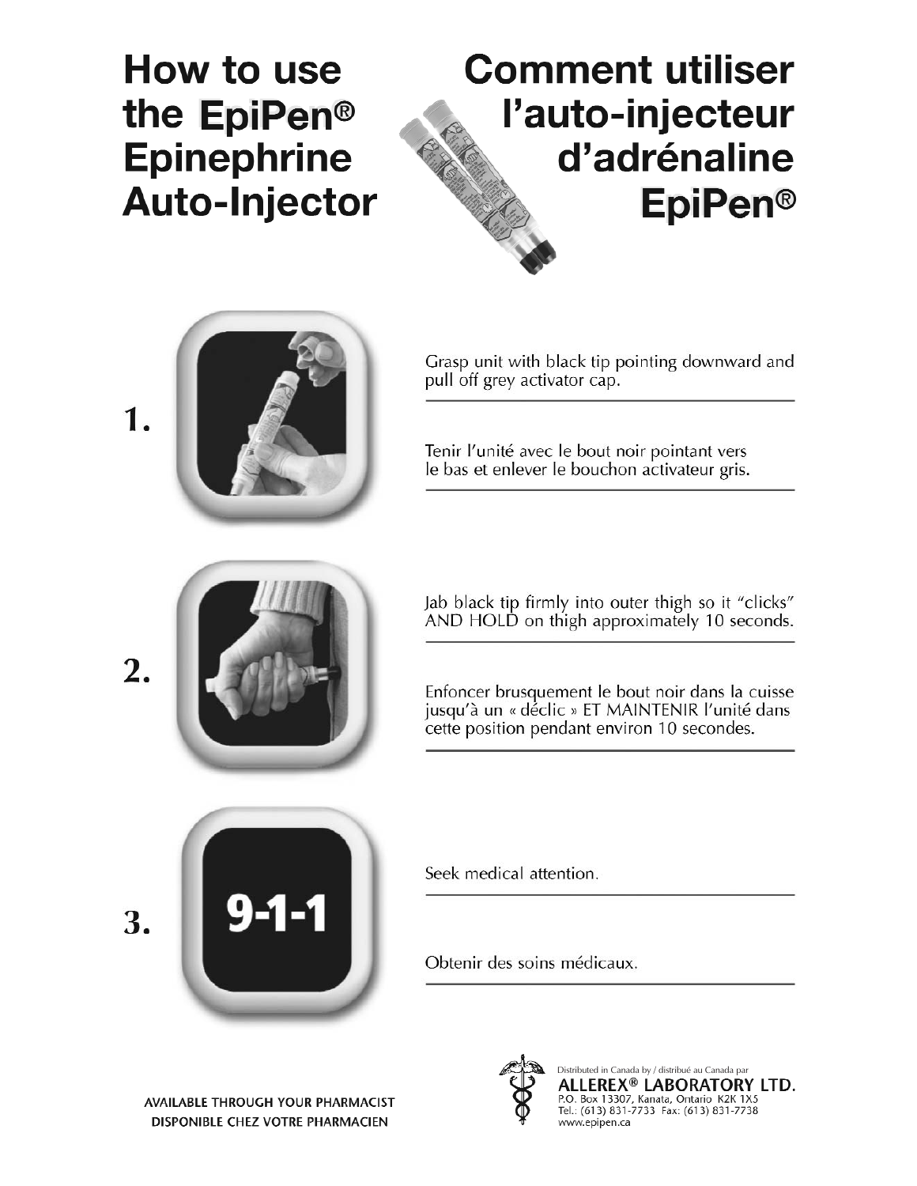# How to use the EpiPen® Epinephrine Auto-Injector

# Comment utiliser l'auto-injecteur d'adrénaline EpiPen®

**1.**

Grasp unit with black tip pointing downward and pull off grey activator cap.

Tenir l'unité avec le bout noir pointant vers le bas et enlever le bouchon activateur gris.

**2.**

Jab black tip firmly into outer thigh so it "clicks" AND HOLD on thigh approximately 10 seconds.

Enfoncer brusquement le bout noir dans la cuisse jusqu'à un « déclic » ET MAINTENIR l'unité dans cette position pendant environ 10 secondes.

**3.**

9-1-1

Seek medical attention.

Obtenir des soins médicaux.

AVAILABLE THROUGH YOUR PHARMACIST
DISPONIBLE CHEZ VOTRE PHARMACIEN

Distributed in Canada by / distribué au Canada par
**ALLEREX® LABORATORY LTD.**
P.O. Box 13307, Kanata, Ontario K2K 1X5
Tel.: (613) 831-7733 Fax: (613) 831-7738
www.epipen.ca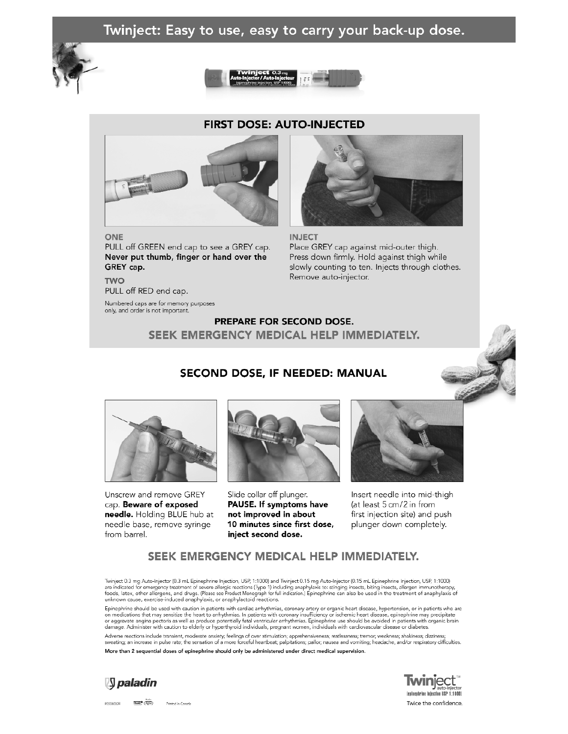# Twinject: Easy to use, easy to carry your back-up dose.

## FIRST DOSE: AUTO-INJECTED

**ONE**
PULL off GREEN end cap to see a GREY cap. **Never put thumb, finger or hand over the GREY cap.**

**TWO**
PULL off RED end cap.

Numbered caps are for memory purposes only, and order is not important.

**INJECT**
Place GREY cap against mid-outer thigh. Press down firmly. Hold against thigh while slowly counting to ten. Injects through clothes. Remove auto-injector.

**PREPARE FOR SECOND DOSE.**

**SEEK EMERGENCY MEDICAL HELP IMMEDIATELY.**

## SECOND DOSE, IF NEEDED: MANUAL

Unscrew and remove GREY cap. **Beware of exposed needle.** Holding BLUE hub at needle base, remove syringe from barrel.

Slide collar off plunger. **PAUSE. If symptoms have not improved in about 10 minutes since first dose, inject second dose.**

Insert needle into mid-thigh (at least 5 cm/2 in from first injection site) and push plunger down completely.

**SEEK EMERGENCY MEDICAL HELP IMMEDIATELY.**

Twinject 0.3 mg Auto-Injector (0.3 mL Epinephrine Injection, USP, 1:1000) and Twinject 0.15 mg Auto-Injector (0.15 mL Epinephrine Injection, USP, 1:1000) are indicated for emergency treatment of severe allergic reactions (Type 1) including anaphylaxis to: stinging insects, biting insects, allergen immunotherapy, foods, latex, other allergens, and drugs. (Please see Product Monograph for full indication.) Epinephrine can also be used in the treatment of anaphylaxis of unknown cause, exercise-induced anaphylaxis, or anaphylactoid reactions.

Epinephrine should be used with caution in patients with cardiac arrhythmias, coronary artery or organic heart disease, hypertension, or in patients who are on medications that may sensitize the heart to arrhythmias. In patients with coronary insufficiency or ischemic heart disease, epinephrine may precipitate or aggravate angina pectoris as well as produce potentially fatal ventricular arrhythmias. Epinephrine use should be avoided in patients with organic brain damage. Administer with caution to elderly or hyperthyroid individuals, pregnant women, individuals with cardiovascular disease or diabetes.

Adverse reactions include transient, moderate anxiety; feelings of over stimulation; apprehensiveness; restlessness; tremor; weakness; shakiness; dizziness; sweating; an increase in pulse rate; the sensation of a more forceful heartbeat; palpitations; pallor; nausea and vomiting; headache, and/or respiratory difficulties.

**More than 2 sequential doses of epinephrine should only be administered under direct medical supervision.**

paladin

Twinject™ auto-injector (epinephrine injection USP 1:1000)

Twice the confidence.

P050403E Printed in Canada